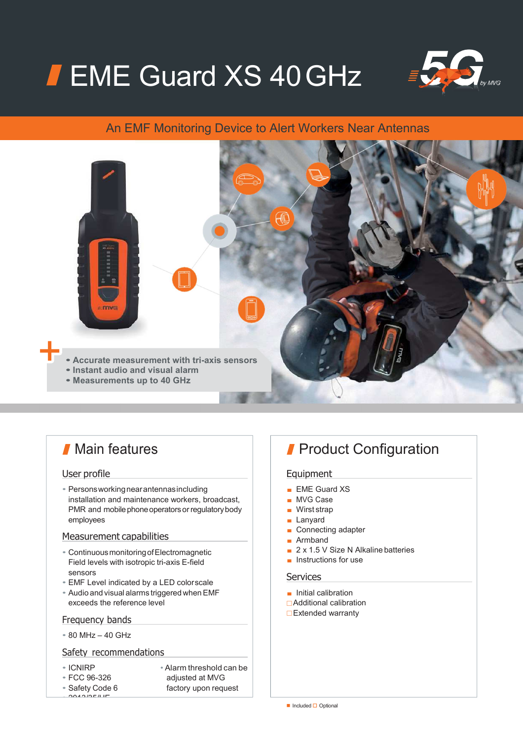# EME Guard XS 40 GHz

An EMF Monitoring Device to Alert Workers Near Antennas

- Accurate measurement with tri-axis sensors
- Instant audio and visual alarm
- Measurements up to 40 GHz

## Main features

### User profile

- Persons working near antennas including installation and maintenance workers, broadcast, PMR and mobile phone operators or regulatory body employees

### Measurement capabilities

- Continuous monitoring of Electromagnetic Field levels with isotropic tri-axis E-field sensors
- EMF Level indicated by a LED colorscale
- Audio and visual alarms triggered when EMF exceeds the reference level

### Frequency bands

- 80 MHz – 40 GHz

### Safety recommendations

- ICNIRP
- FCC 96-326
- Safety Code 6
- 2013/35/UE
- Alarm threshold can be adjusted at MVG factory upon request

## Product Configuration

### Equipment

- ■ EME Guard XS
- ■ MVG Case
- ■ Wirst strap
- ■ Lanyard
- ■ Connecting adapter
- ■ Armband
- ■ 2 x 1.5 V Size N Alkaline batteries
- ■ Instructions for use

### Services

- ■ Initial calibration
- □ Additional calibration
- □ Extended warranty

■ Included □ Optional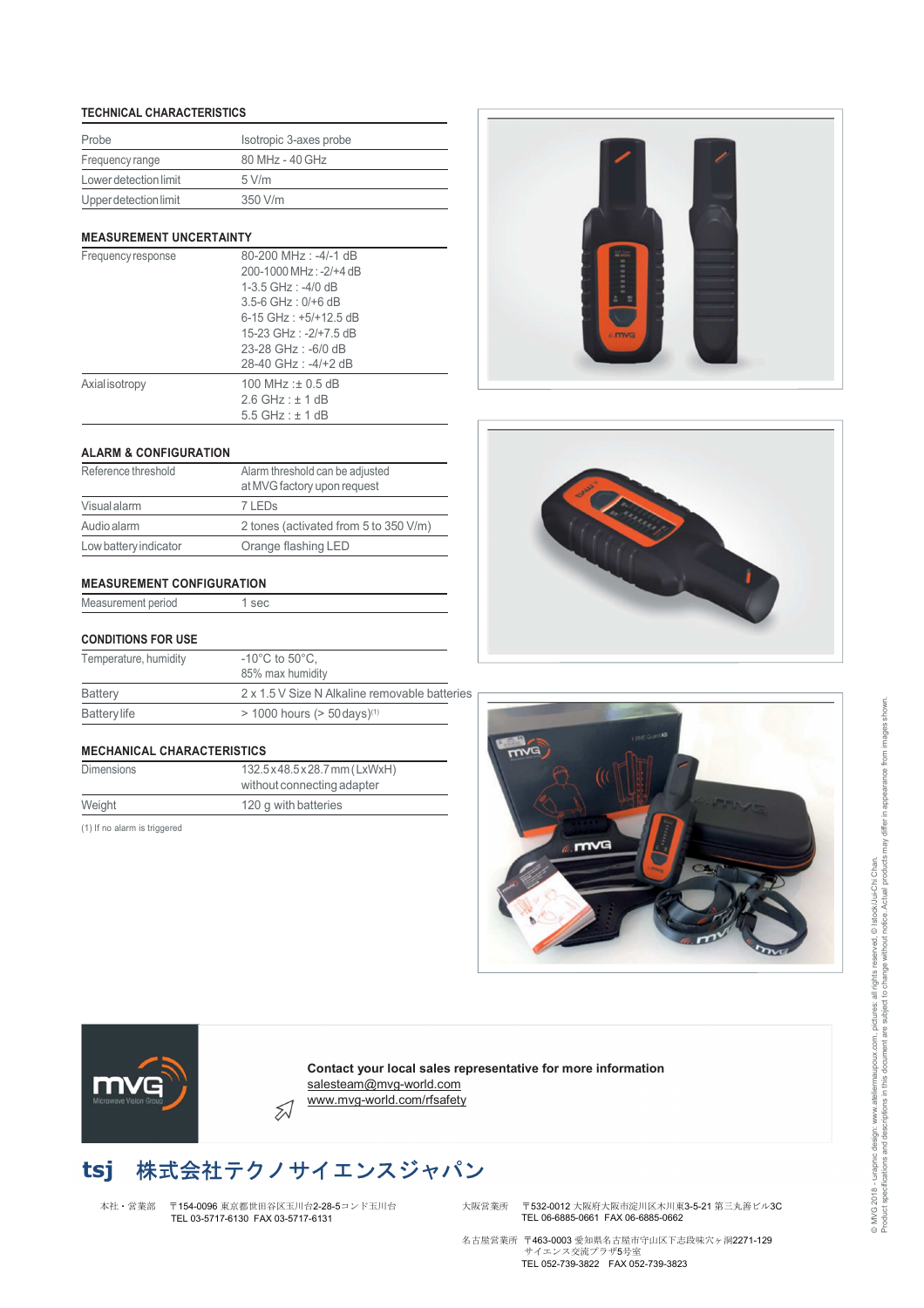## TECHNICAL CHARACTERISTICS

| | |
|---|---|
| Probe | Isotropic 3-axes probe |
| Frequency range | 80 MHz - 40 GHz |
| Lower detection limit | 5 V/m |
| Upper detection limit | 350 V/m |

## MEASUREMENT UNCERTAINTY

| | |
|---|---|
| Frequency response | 80-200 MHz : -4/-1 dB<br>200-1000 MHz : -2/+4 dB<br>1-3.5 GHz : -4/0 dB<br>3.5-6 GHz : 0/+6 dB<br>6-15 GHz : +5/+12.5 dB<br>15-23 GHz : -2/+7.5 dB<br>23-28 GHz : -6/0 dB<br>28-40 GHz : -4/+2 dB |
| Axial isotropy | 100 MHz :± 0.5 dB<br>2.6 GHz : ± 1 dB<br>5.5 GHz : ± 1 dB |

## ALARM & CONFIGURATION

| | |
|---|---|
| Reference threshold | Alarm threshold can be adjusted at MVG factory upon request |
| Visual alarm | 7 LEDs |
| Audio alarm | 2 tones (activated from 5 to 350 V/m) |
| Low battery indicator | Orange flashing LED |

## MEASUREMENT CONFIGURATION

| | |
|---|---|
| Measurement period | 1 sec |

## CONDITIONS FOR USE

| | |
|---|---|
| Temperature, humidity | -10°C to 50°C,<br>85% max humidity |
| Battery | 2 x 1.5 V Size N Alkaline removable batteries |
| Battery life | > 1000 hours (> 50 days)[1] |

## MECHANICAL CHARACTERISTICS

| | |
|---|---|
| Dimensions | 132.5 x 48.5 x 28.7 mm (LxWxH) without connecting adapter |
| Weight | 120 g with batteries |

(1) If no alarm is triggered

MVG Microwave Vision Group

**Contact your local sales representative for more information**
salesteam@mvg-world.com
www.mvg-world.com/rfsafety

# tsj 株式会社テクノサイエンスジャパン

本社・営業部　〒154-0096 東京都世田谷区玉川台2-28-5コンド玉川台
TEL 03-5717-6130　FAX 03-5717-6131

大阪営業所　〒532-0012 大阪府大阪市淀川区木川東3-5-21 第三丸善ビル3C
TEL 06-6885-0661　FAX 06-6885-0662

名古屋営業所　〒463-0003 愛知県名古屋市守山区下志段味穴ヶ洞2271-129
サイエンス交流プラザ5号室
TEL 052-739-3822　FAX 052-739-3823

© MVG 2018 - Graphic design: www.atelieramaupoux.com, pictures: all rights reserved, © Istock/Jui-Chi Chan.
Product specifications and descriptions in this document are subject to change without notice. Actual products may differ in appearance from images shown.